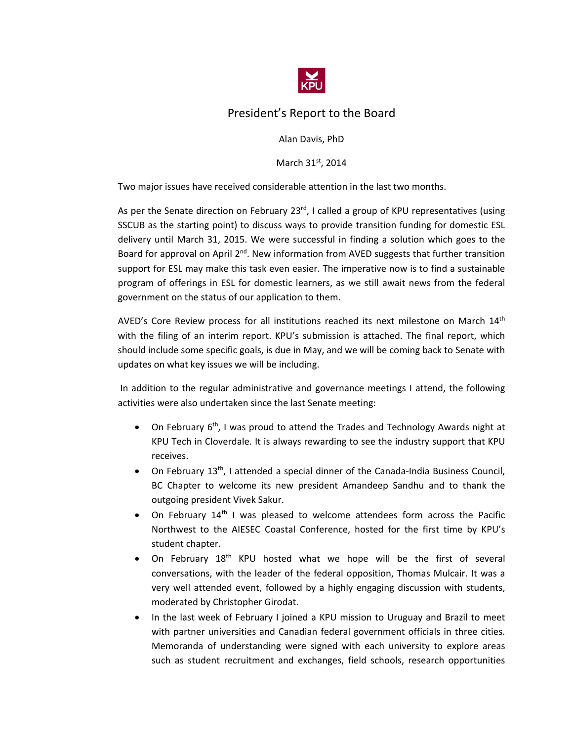# President's Report to the Board

Alan Davis, PhD

March 31st, 2014

Two major issues have received considerable attention in the last two months.

As per the Senate direction on February 23rd, I called a group of KPU representatives (using SSCUB as the starting point) to discuss ways to provide transition funding for domestic ESL delivery until March 31, 2015. We were successful in finding a solution which goes to the Board for approval on April 2nd. New information from AVED suggests that further transition support for ESL may make this task even easier. The imperative now is to find a sustainable program of offerings in ESL for domestic learners, as we still await news from the federal government on the status of our application to them.

AVED's Core Review process for all institutions reached its next milestone on March 14th with the filing of an interim report. KPU's submission is attached. The final report, which should include some specific goals, is due in May, and we will be coming back to Senate with updates on what key issues we will be including.

In addition to the regular administrative and governance meetings I attend, the following activities were also undertaken since the last Senate meeting:

- On February 6th, I was proud to attend the Trades and Technology Awards night at KPU Tech in Cloverdale. It is always rewarding to see the industry support that KPU receives.
- On February 13th, I attended a special dinner of the Canada-India Business Council, BC Chapter to welcome its new president Amandeep Sandhu and to thank the outgoing president Vivek Sakur.
- On February 14th I was pleased to welcome attendees form across the Pacific Northwest to the AIESEC Coastal Conference, hosted for the first time by KPU's student chapter.
- On February 18th KPU hosted what we hope will be the first of several conversations, with the leader of the federal opposition, Thomas Mulcair. It was a very well attended event, followed by a highly engaging discussion with students, moderated by Christopher Girodat.
- In the last week of February I joined a KPU mission to Uruguay and Brazil to meet with partner universities and Canadian federal government officials in three cities. Memoranda of understanding were signed with each university to explore areas such as student recruitment and exchanges, field schools, research opportunities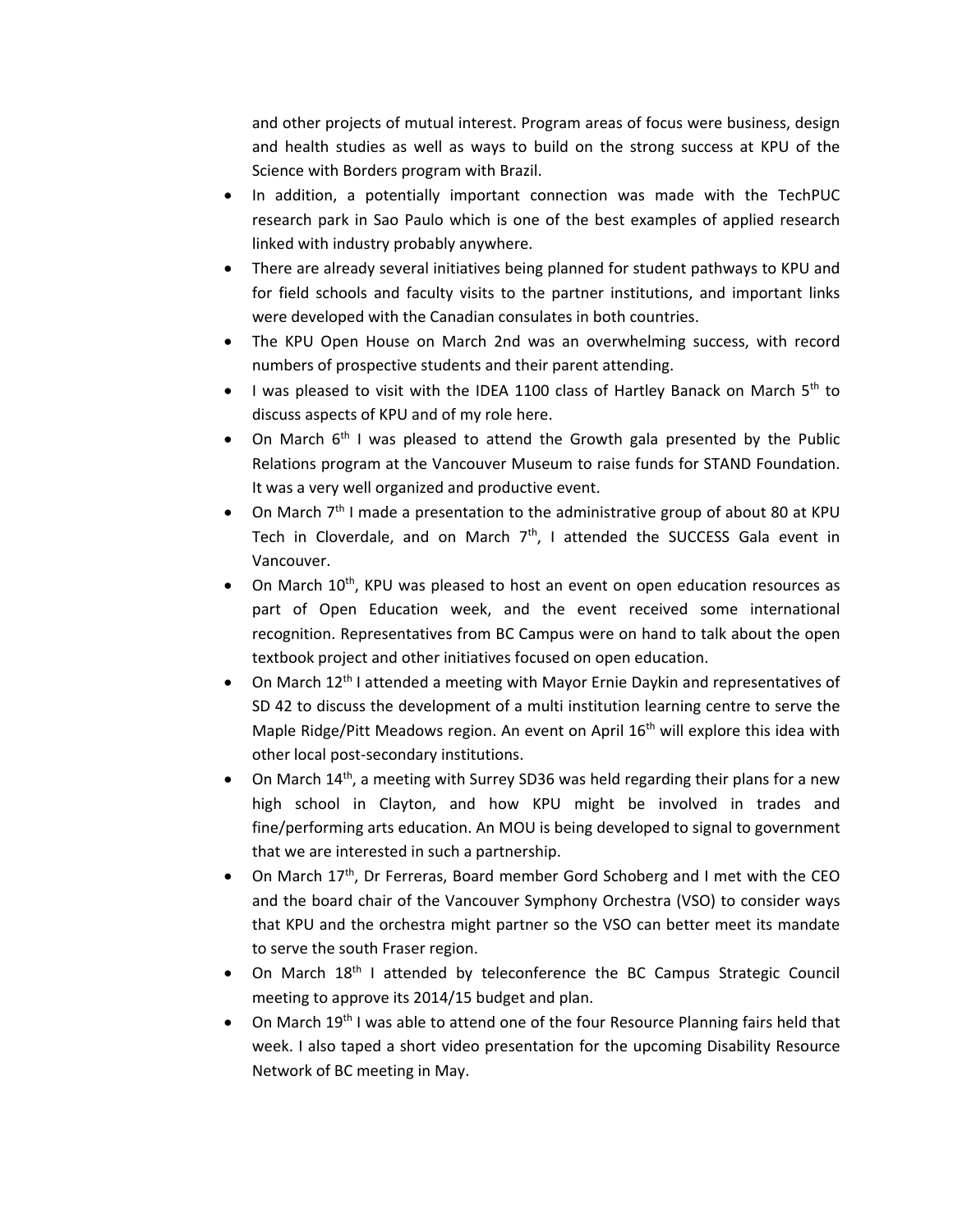and other projects of mutual interest. Program areas of focus were business, design and health studies as well as ways to build on the strong success at KPU of the Science with Borders program with Brazil.

- In addition, a potentially important connection was made with the TechPUC research park in Sao Paulo which is one of the best examples of applied research linked with industry probably anywhere.
- There are already several initiatives being planned for student pathways to KPU and for field schools and faculty visits to the partner institutions, and important links were developed with the Canadian consulates in both countries.
- The KPU Open House on March 2nd was an overwhelming success, with record numbers of prospective students and their parent attending.
- I was pleased to visit with the IDEA 1100 class of Hartley Banack on March 5th to discuss aspects of KPU and of my role here.
- On March 6th I was pleased to attend the Growth gala presented by the Public Relations program at the Vancouver Museum to raise funds for STAND Foundation. It was a very well organized and productive event.
- On March 7th I made a presentation to the administrative group of about 80 at KPU Tech in Cloverdale, and on March 7th, I attended the SUCCESS Gala event in Vancouver.
- On March 10th, KPU was pleased to host an event on open education resources as part of Open Education week, and the event received some international recognition. Representatives from BC Campus were on hand to talk about the open textbook project and other initiatives focused on open education.
- On March 12th I attended a meeting with Mayor Ernie Daykin and representatives of SD 42 to discuss the development of a multi institution learning centre to serve the Maple Ridge/Pitt Meadows region. An event on April 16th will explore this idea with other local post-secondary institutions.
- On March 14th, a meeting with Surrey SD36 was held regarding their plans for a new high school in Clayton, and how KPU might be involved in trades and fine/performing arts education. An MOU is being developed to signal to government that we are interested in such a partnership.
- On March 17th, Dr Ferreras, Board member Gord Schoberg and I met with the CEO and the board chair of the Vancouver Symphony Orchestra (VSO) to consider ways that KPU and the orchestra might partner so the VSO can better meet its mandate to serve the south Fraser region.
- On March 18th I attended by teleconference the BC Campus Strategic Council meeting to approve its 2014/15 budget and plan.
- On March 19th I was able to attend one of the four Resource Planning fairs held that week. I also taped a short video presentation for the upcoming Disability Resource Network of BC meeting in May.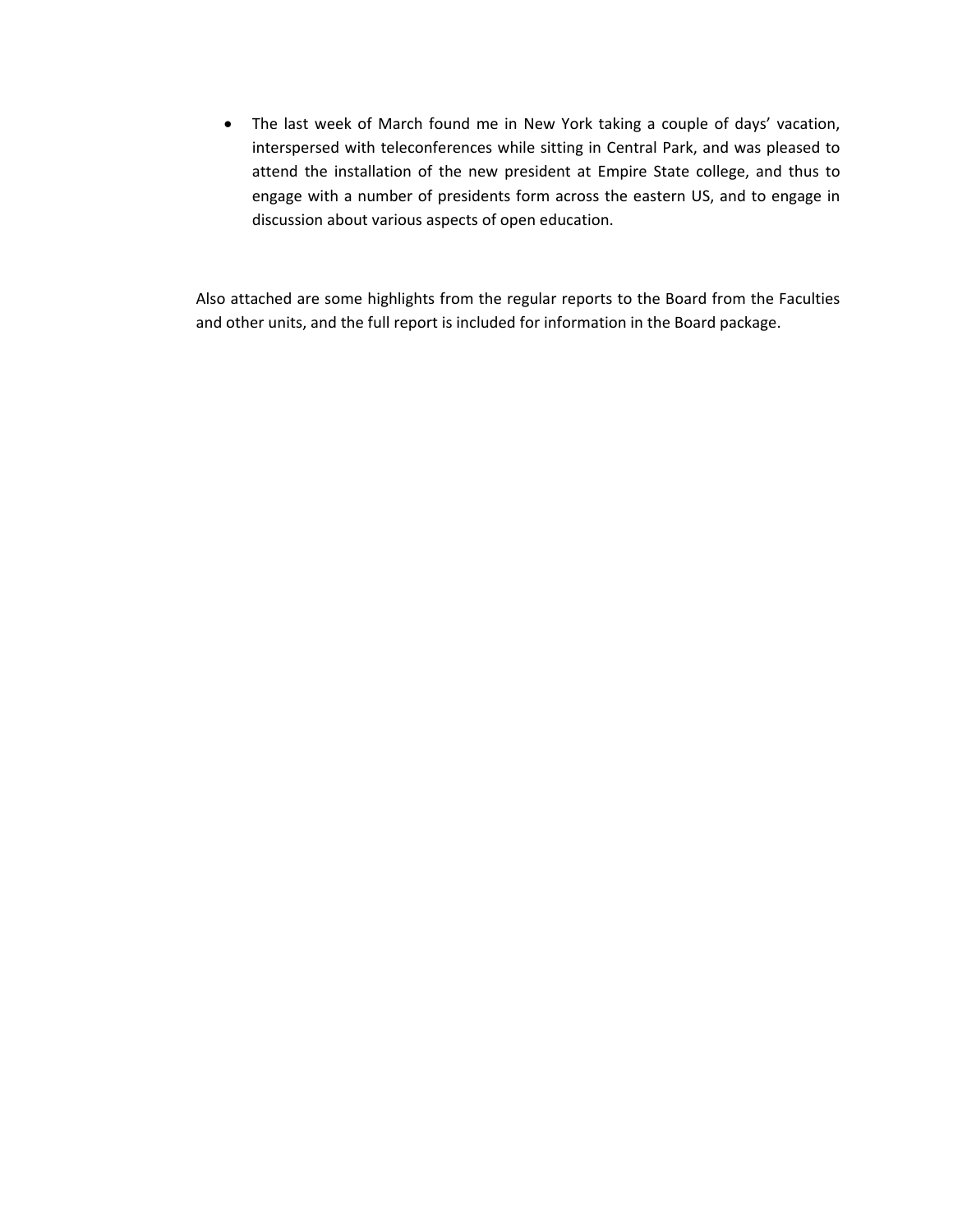- The last week of March found me in New York taking a couple of days' vacation, interspersed with teleconferences while sitting in Central Park, and was pleased to attend the installation of the new president at Empire State college, and thus to engage with a number of presidents form across the eastern US, and to engage in discussion about various aspects of open education.

Also attached are some highlights from the regular reports to the Board from the Faculties and other units, and the full report is included for information in the Board package.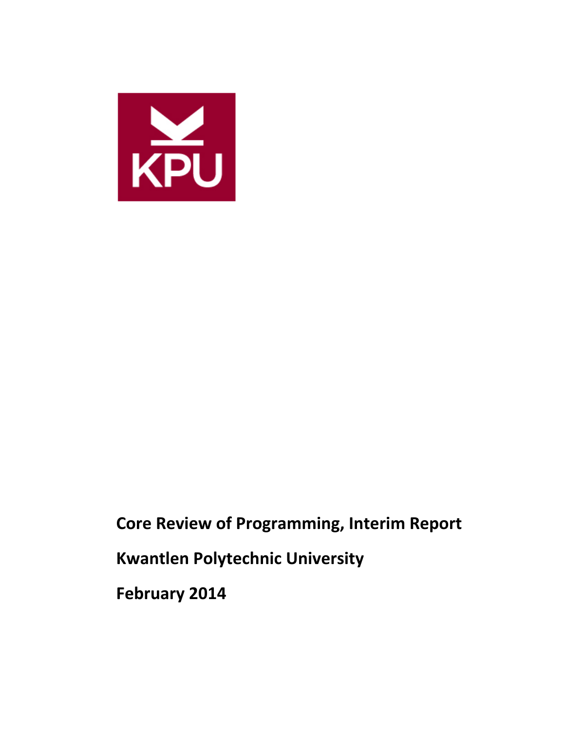**Core Review of Programming, Interim Report**

**Kwantlen Polytechnic University**

**February 2014**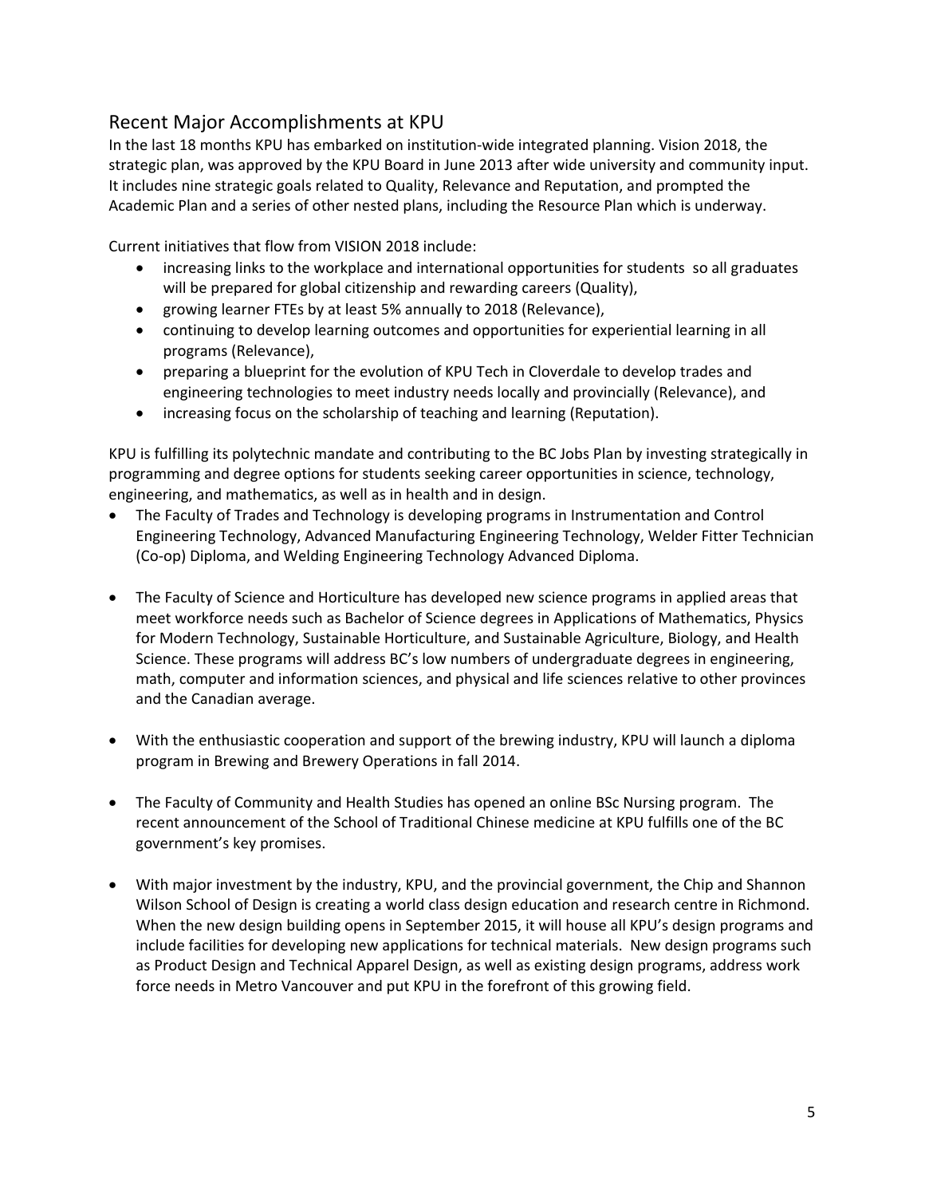## Recent Major Accomplishments at KPU

In the last 18 months KPU has embarked on institution-wide integrated planning. Vision 2018, the strategic plan, was approved by the KPU Board in June 2013 after wide university and community input. It includes nine strategic goals related to Quality, Relevance and Reputation, and prompted the Academic Plan and a series of other nested plans, including the Resource Plan which is underway.

Current initiatives that flow from VISION 2018 include:

- increasing links to the workplace and international opportunities for students so all graduates will be prepared for global citizenship and rewarding careers (Quality),
- growing learner FTEs by at least 5% annually to 2018 (Relevance),
- continuing to develop learning outcomes and opportunities for experiential learning in all programs (Relevance),
- preparing a blueprint for the evolution of KPU Tech in Cloverdale to develop trades and engineering technologies to meet industry needs locally and provincially (Relevance), and
- increasing focus on the scholarship of teaching and learning (Reputation).

KPU is fulfilling its polytechnic mandate and contributing to the BC Jobs Plan by investing strategically in programming and degree options for students seeking career opportunities in science, technology, engineering, and mathematics, as well as in health and in design.

- The Faculty of Trades and Technology is developing programs in Instrumentation and Control Engineering Technology, Advanced Manufacturing Engineering Technology, Welder Fitter Technician (Co-op) Diploma, and Welding Engineering Technology Advanced Diploma.

- The Faculty of Science and Horticulture has developed new science programs in applied areas that meet workforce needs such as Bachelor of Science degrees in Applications of Mathematics, Physics for Modern Technology, Sustainable Horticulture, and Sustainable Agriculture, Biology, and Health Science. These programs will address BC's low numbers of undergraduate degrees in engineering, math, computer and information sciences, and physical and life sciences relative to other provinces and the Canadian average.

- With the enthusiastic cooperation and support of the brewing industry, KPU will launch a diploma program in Brewing and Brewery Operations in fall 2014.

- The Faculty of Community and Health Studies has opened an online BSc Nursing program. The recent announcement of the School of Traditional Chinese medicine at KPU fulfills one of the BC government's key promises.

- With major investment by the industry, KPU, and the provincial government, the Chip and Shannon Wilson School of Design is creating a world class design education and research centre in Richmond. When the new design building opens in September 2015, it will house all KPU's design programs and include facilities for developing new applications for technical materials. New design programs such as Product Design and Technical Apparel Design, as well as existing design programs, address work force needs in Metro Vancouver and put KPU in the forefront of this growing field.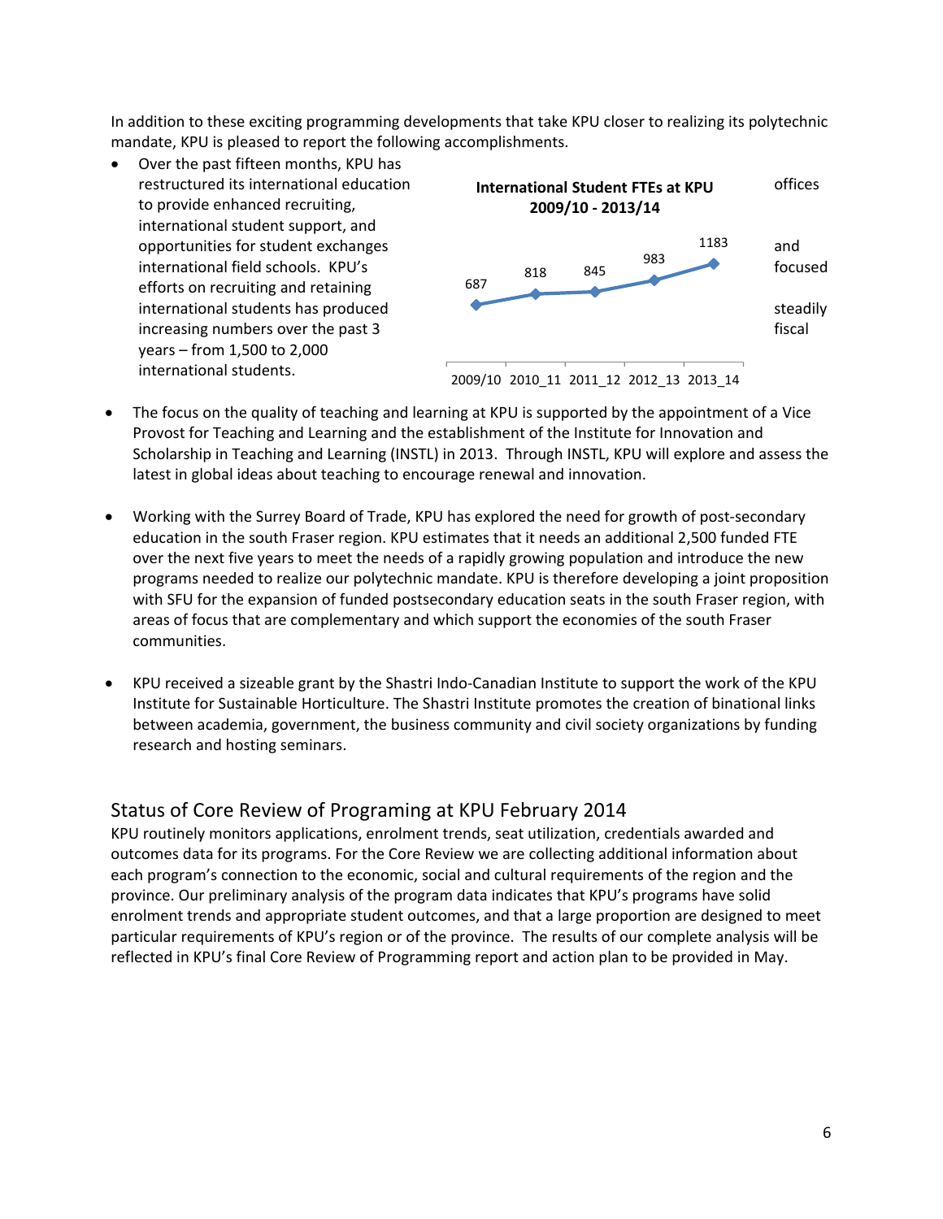In addition to these exciting programming developments that take KPU closer to realizing its polytechnic mandate, KPU is pleased to report the following accomplishments.

- Over the past fifteen months, KPU has restructured its international education offices to provide enhanced recruiting, international student support, and opportunities for student exchanges and international field schools. KPU's focused efforts on recruiting and retaining international students has produced steadily increasing numbers over the past 3 fiscal years – from 1,500 to 2,000 international students.

**International Student FTEs at KPU 2009/10 - 2013/14**

| 2009/10 | 2010_11 | 2011_12 | 2012_13 | 2013_14 |
|---|---|---|---|---|
| 687 | 818 | 845 | 983 | 1183 |

- The focus on the quality of teaching and learning at KPU is supported by the appointment of a Vice Provost for Teaching and Learning and the establishment of the Institute for Innovation and Scholarship in Teaching and Learning (INSTL) in 2013. Through INSTL, KPU will explore and assess the latest in global ideas about teaching to encourage renewal and innovation.

- Working with the Surrey Board of Trade, KPU has explored the need for growth of post-secondary education in the south Fraser region. KPU estimates that it needs an additional 2,500 funded FTE over the next five years to meet the needs of a rapidly growing population and introduce the new programs needed to realize our polytechnic mandate. KPU is therefore developing a joint proposition with SFU for the expansion of funded postsecondary education seats in the south Fraser region, with areas of focus that are complementary and which support the economies of the south Fraser communities.

- KPU received a sizeable grant by the Shastri Indo-Canadian Institute to support the work of the KPU Institute for Sustainable Horticulture. The Shastri Institute promotes the creation of binational links between academia, government, the business community and civil society organizations by funding research and hosting seminars.

## Status of Core Review of Programing at KPU February 2014

KPU routinely monitors applications, enrolment trends, seat utilization, credentials awarded and outcomes data for its programs. For the Core Review we are collecting additional information about each program's connection to the economic, social and cultural requirements of the region and the province. Our preliminary analysis of the program data indicates that KPU's programs have solid enrolment trends and appropriate student outcomes, and that a large proportion are designed to meet particular requirements of KPU's region or of the province. The results of our complete analysis will be reflected in KPU's final Core Review of Programming report and action plan to be provided in May.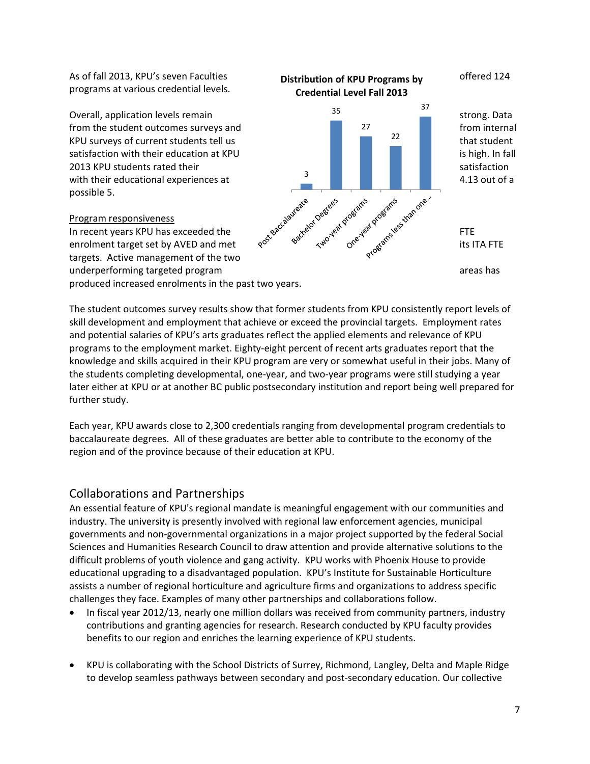As of fall 2013, KPU's seven Faculties offered 124 programs at various credential levels.

**Distribution of KPU Programs by Credential Level Fall 2013**

| Credential Level | Number of Programs |
| --- | --- |
| Post Baccalaureate | 3 |
| Bachelor Degrees | 35 |
| Two-year programs | 27 |
| One-year programs | 22 |
| Programs less than one... | 37 |

Overall, application levels remain strong. Data from the student outcomes surveys and from internal KPU surveys of current students tell us that student satisfaction with their education at KPU is high. In fall 2013 KPU students rated their satisfaction with their educational experiences at 4.13 out of a possible 5.

<u>Program responsiveness</u>
In recent years KPU has exceeded the FTE enrolment target set by AVED and met its ITA FTE targets. Active management of the two underperforming targeted program areas has produced increased enrolments in the past two years.

The student outcomes survey results show that former students from KPU consistently report levels of skill development and employment that achieve or exceed the provincial targets. Employment rates and potential salaries of KPU's arts graduates reflect the applied elements and relevance of KPU programs to the employment market. Eighty-eight percent of recent arts graduates report that the knowledge and skills acquired in their KPU program are very or somewhat useful in their jobs. Many of the students completing developmental, one-year, and two-year programs were still studying a year later either at KPU or at another BC public postsecondary institution and report being well prepared for further study.

Each year, KPU awards close to 2,300 credentials ranging from developmental program credentials to baccalaureate degrees. All of these graduates are better able to contribute to the economy of the region and of the province because of their education at KPU.

## Collaborations and Partnerships

An essential feature of KPU's regional mandate is meaningful engagement with our communities and industry. The university is presently involved with regional law enforcement agencies, municipal governments and non-governmental organizations in a major project supported by the federal Social Sciences and Humanities Research Council to draw attention and provide alternative solutions to the difficult problems of youth violence and gang activity. KPU works with Phoenix House to provide educational upgrading to a disadvantaged population. KPU's Institute for Sustainable Horticulture assists a number of regional horticulture and agriculture firms and organizations to address specific challenges they face. Examples of many other partnerships and collaborations follow.

- In fiscal year 2012/13, nearly one million dollars was received from community partners, industry contributions and granting agencies for research. Research conducted by KPU faculty provides benefits to our region and enriches the learning experience of KPU students.

- KPU is collaborating with the School Districts of Surrey, Richmond, Langley, Delta and Maple Ridge to develop seamless pathways between secondary and post-secondary education. Our collective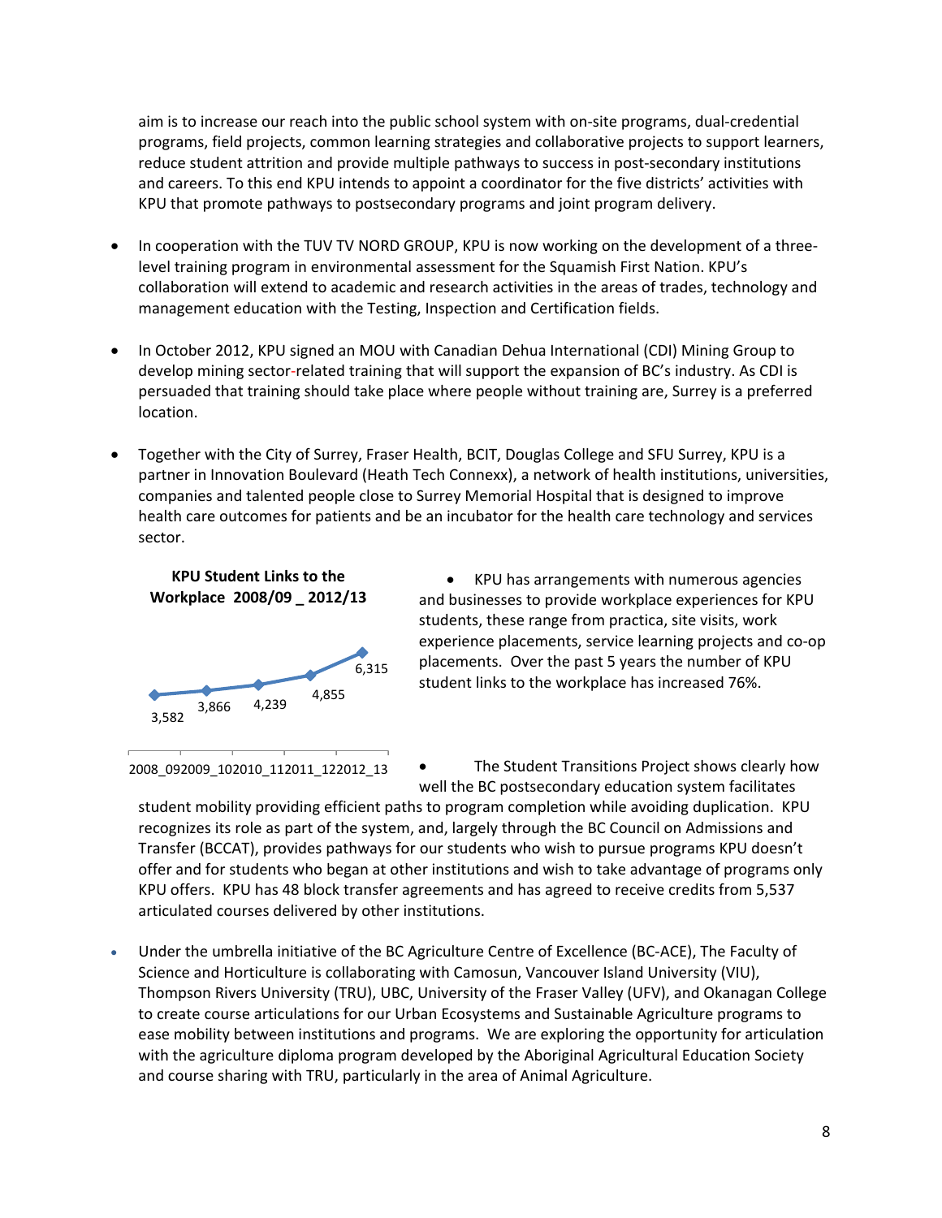aim is to increase our reach into the public school system with on-site programs, dual-credential programs, field projects, common learning strategies and collaborative projects to support learners, reduce student attrition and provide multiple pathways to success in post-secondary institutions and careers. To this end KPU intends to appoint a coordinator for the five districts' activities with KPU that promote pathways to postsecondary programs and joint program delivery.

- In cooperation with the TUV TV NORD GROUP, KPU is now working on the development of a three-level training program in environmental assessment for the Squamish First Nation. KPU's collaboration will extend to academic and research activities in the areas of trades, technology and management education with the Testing, Inspection and Certification fields.

- In October 2012, KPU signed an MOU with Canadian Dehua International (CDI) Mining Group to develop mining sector-related training that will support the expansion of BC's industry. As CDI is persuaded that training should take place where people without training are, Surrey is a preferred location.

- Together with the City of Surrey, Fraser Health, BCIT, Douglas College and SFU Surrey, KPU is a partner in Innovation Boulevard (Heath Tech Connexx), a network of health institutions, universities, companies and talented people close to Surrey Memorial Hospital that is designed to improve health care outcomes for patients and be an incubator for the health care technology and services sector.

**KPU Student Links to the Workplace 2008/09 _ 2012/13**

| 2008_09 | 2009_10 | 2010_11 | 2011_12 | 2012_13 |
|---|---|---|---|---|
| 3,582 | 3,866 | 4,239 | 4,855 | 6,315 |

- KPU has arrangements with numerous agencies and businesses to provide workplace experiences for KPU students, these range from practica, site visits, work experience placements, service learning projects and co-op placements. Over the past 5 years the number of KPU student links to the workplace has increased 76%.

- The Student Transitions Project shows clearly how well the BC postsecondary education system facilitates student mobility providing efficient paths to program completion while avoiding duplication. KPU recognizes its role as part of the system, and, largely through the BC Council on Admissions and Transfer (BCCAT), provides pathways for our students who wish to pursue programs KPU doesn't offer and for students who began at other institutions and wish to take advantage of programs only KPU offers. KPU has 48 block transfer agreements and has agreed to receive credits from 5,537 articulated courses delivered by other institutions.

- Under the umbrella initiative of the BC Agriculture Centre of Excellence (BC-ACE), The Faculty of Science and Horticulture is collaborating with Camosun, Vancouver Island University (VIU), Thompson Rivers University (TRU), UBC, University of the Fraser Valley (UFV), and Okanagan College to create course articulations for our Urban Ecosystems and Sustainable Agriculture programs to ease mobility between institutions and programs. We are exploring the opportunity for articulation with the agriculture diploma program developed by the Aboriginal Agricultural Education Society and course sharing with TRU, particularly in the area of Animal Agriculture.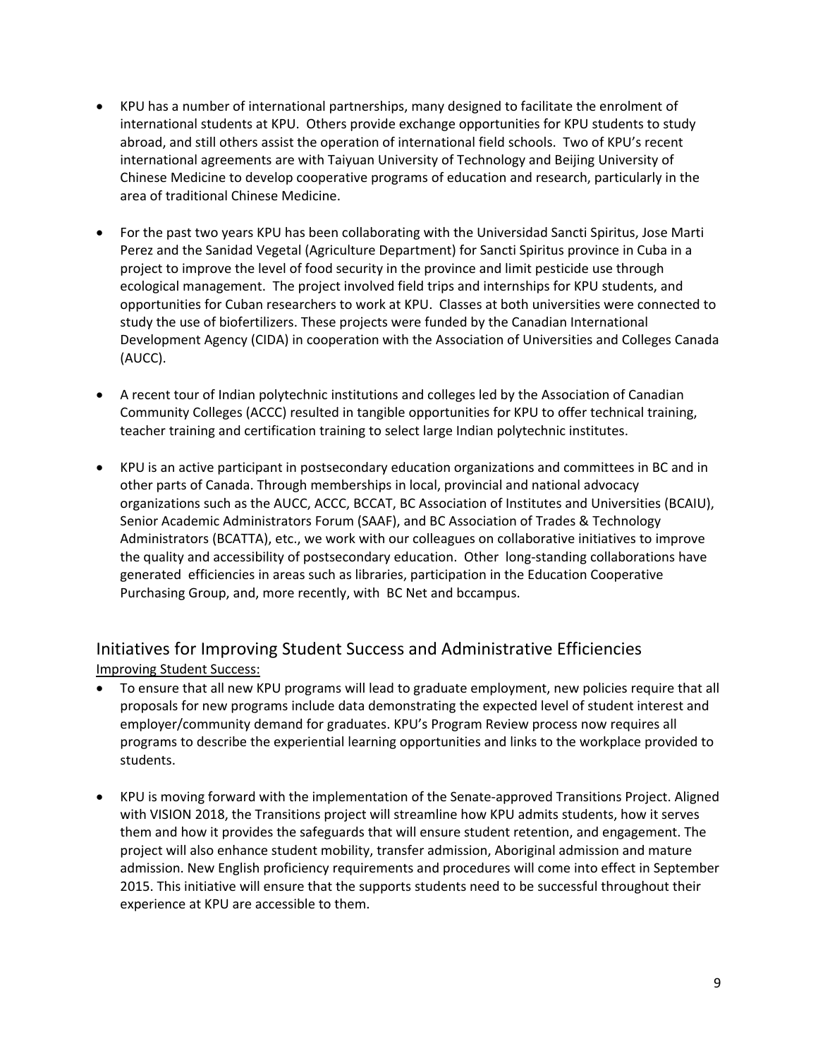- KPU has a number of international partnerships, many designed to facilitate the enrolment of international students at KPU. Others provide exchange opportunities for KPU students to study abroad, and still others assist the operation of international field schools. Two of KPU's recent international agreements are with Taiyuan University of Technology and Beijing University of Chinese Medicine to develop cooperative programs of education and research, particularly in the area of traditional Chinese Medicine.

- For the past two years KPU has been collaborating with the Universidad Sancti Spiritus, Jose Marti Perez and the Sanidad Vegetal (Agriculture Department) for Sancti Spiritus province in Cuba in a project to improve the level of food security in the province and limit pesticide use through ecological management. The project involved field trips and internships for KPU students, and opportunities for Cuban researchers to work at KPU. Classes at both universities were connected to study the use of biofertilizers. These projects were funded by the Canadian International Development Agency (CIDA) in cooperation with the Association of Universities and Colleges Canada (AUCC).

- A recent tour of Indian polytechnic institutions and colleges led by the Association of Canadian Community Colleges (ACCC) resulted in tangible opportunities for KPU to offer technical training, teacher training and certification training to select large Indian polytechnic institutes.

- KPU is an active participant in postsecondary education organizations and committees in BC and in other parts of Canada. Through memberships in local, provincial and national advocacy organizations such as the AUCC, ACCC, BCCAT, BC Association of Institutes and Universities (BCAIU), Senior Academic Administrators Forum (SAAF), and BC Association of Trades & Technology Administrators (BCATTA), etc., we work with our colleagues on collaborative initiatives to improve the quality and accessibility of postsecondary education. Other long-standing collaborations have generated efficiencies in areas such as libraries, participation in the Education Cooperative Purchasing Group, and, more recently, with BC Net and bccampus.

## Initiatives for Improving Student Success and Administrative Efficiencies

Improving Student Success:

- To ensure that all new KPU programs will lead to graduate employment, new policies require that all proposals for new programs include data demonstrating the expected level of student interest and employer/community demand for graduates. KPU's Program Review process now requires all programs to describe the experiential learning opportunities and links to the workplace provided to students.

- KPU is moving forward with the implementation of the Senate-approved Transitions Project. Aligned with VISION 2018, the Transitions project will streamline how KPU admits students, how it serves them and how it provides the safeguards that will ensure student retention, and engagement. The project will also enhance student mobility, transfer admission, Aboriginal admission and mature admission. New English proficiency requirements and procedures will come into effect in September 2015. This initiative will ensure that the supports students need to be successful throughout their experience at KPU are accessible to them.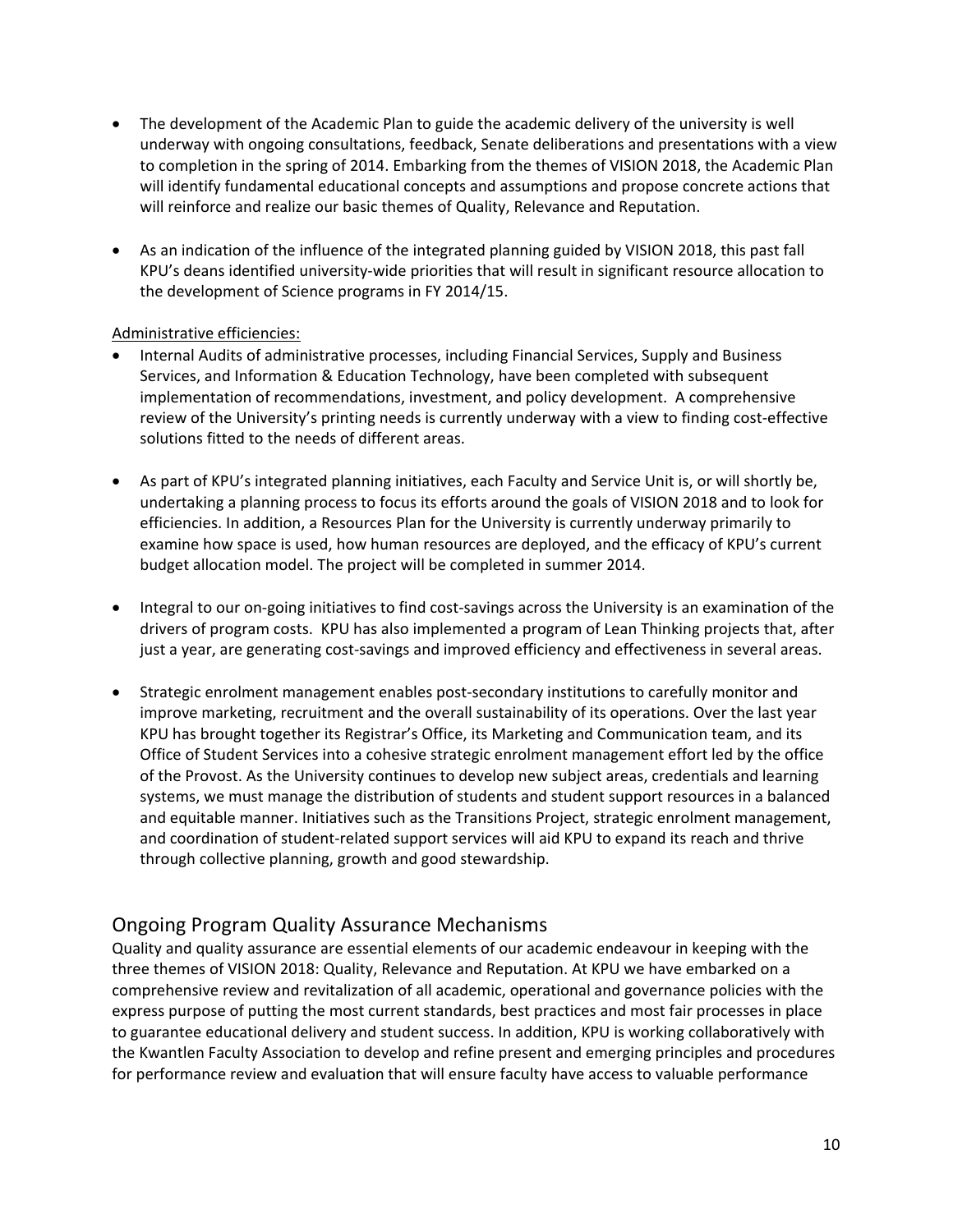- The development of the Academic Plan to guide the academic delivery of the university is well underway with ongoing consultations, feedback, Senate deliberations and presentations with a view to completion in the spring of 2014. Embarking from the themes of VISION 2018, the Academic Plan will identify fundamental educational concepts and assumptions and propose concrete actions that will reinforce and realize our basic themes of Quality, Relevance and Reputation.

- As an indication of the influence of the integrated planning guided by VISION 2018, this past fall KPU's deans identified university-wide priorities that will result in significant resource allocation to the development of Science programs in FY 2014/15.

<u>Administrative efficiencies:</u>

- Internal Audits of administrative processes, including Financial Services, Supply and Business Services, and Information & Education Technology, have been completed with subsequent implementation of recommendations, investment, and policy development. A comprehensive review of the University's printing needs is currently underway with a view to finding cost-effective solutions fitted to the needs of different areas.

- As part of KPU's integrated planning initiatives, each Faculty and Service Unit is, or will shortly be, undertaking a planning process to focus its efforts around the goals of VISION 2018 and to look for efficiencies. In addition, a Resources Plan for the University is currently underway primarily to examine how space is used, how human resources are deployed, and the efficacy of KPU's current budget allocation model. The project will be completed in summer 2014.

- Integral to our on-going initiatives to find cost-savings across the University is an examination of the drivers of program costs. KPU has also implemented a program of Lean Thinking projects that, after just a year, are generating cost-savings and improved efficiency and effectiveness in several areas.

- Strategic enrolment management enables post-secondary institutions to carefully monitor and improve marketing, recruitment and the overall sustainability of its operations. Over the last year KPU has brought together its Registrar's Office, its Marketing and Communication team, and its Office of Student Services into a cohesive strategic enrolment management effort led by the office of the Provost. As the University continues to develop new subject areas, credentials and learning systems, we must manage the distribution of students and student support resources in a balanced and equitable manner. Initiatives such as the Transitions Project, strategic enrolment management, and coordination of student-related support services will aid KPU to expand its reach and thrive through collective planning, growth and good stewardship.

## Ongoing Program Quality Assurance Mechanisms

Quality and quality assurance are essential elements of our academic endeavour in keeping with the three themes of VISION 2018: Quality, Relevance and Reputation. At KPU we have embarked on a comprehensive review and revitalization of all academic, operational and governance policies with the express purpose of putting the most current standards, best practices and most fair processes in place to guarantee educational delivery and student success. In addition, KPU is working collaboratively with the Kwantlen Faculty Association to develop and refine present and emerging principles and procedures for performance review and evaluation that will ensure faculty have access to valuable performance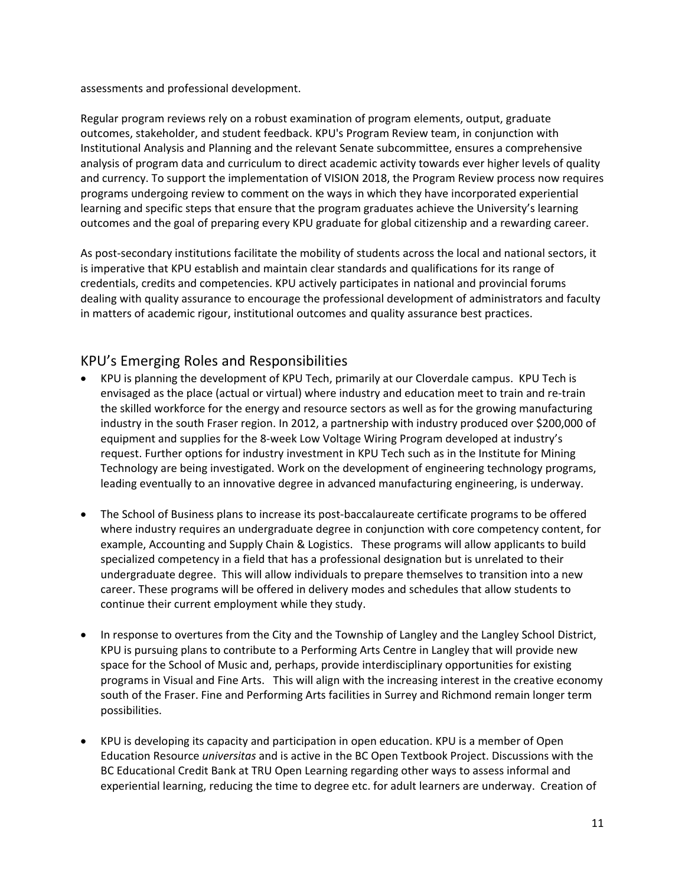assessments and professional development.

Regular program reviews rely on a robust examination of program elements, output, graduate outcomes, stakeholder, and student feedback. KPU's Program Review team, in conjunction with Institutional Analysis and Planning and the relevant Senate subcommittee, ensures a comprehensive analysis of program data and curriculum to direct academic activity towards ever higher levels of quality and currency. To support the implementation of VISION 2018, the Program Review process now requires programs undergoing review to comment on the ways in which they have incorporated experiential learning and specific steps that ensure that the program graduates achieve the University's learning outcomes and the goal of preparing every KPU graduate for global citizenship and a rewarding career.

As post-secondary institutions facilitate the mobility of students across the local and national sectors, it is imperative that KPU establish and maintain clear standards and qualifications for its range of credentials, credits and competencies. KPU actively participates in national and provincial forums dealing with quality assurance to encourage the professional development of administrators and faculty in matters of academic rigour, institutional outcomes and quality assurance best practices.

## KPU's Emerging Roles and Responsibilities

- KPU is planning the development of KPU Tech, primarily at our Cloverdale campus. KPU Tech is envisaged as the place (actual or virtual) where industry and education meet to train and re-train the skilled workforce for the energy and resource sectors as well as for the growing manufacturing industry in the south Fraser region. In 2012, a partnership with industry produced over $200,000 of equipment and supplies for the 8-week Low Voltage Wiring Program developed at industry's request. Further options for industry investment in KPU Tech such as in the Institute for Mining Technology are being investigated. Work on the development of engineering technology programs, leading eventually to an innovative degree in advanced manufacturing engineering, is underway.

- The School of Business plans to increase its post-baccalaureate certificate programs to be offered where industry requires an undergraduate degree in conjunction with core competency content, for example, Accounting and Supply Chain & Logistics. These programs will allow applicants to build specialized competency in a field that has a professional designation but is unrelated to their undergraduate degree. This will allow individuals to prepare themselves to transition into a new career. These programs will be offered in delivery modes and schedules that allow students to continue their current employment while they study.

- In response to overtures from the City and the Township of Langley and the Langley School District, KPU is pursuing plans to contribute to a Performing Arts Centre in Langley that will provide new space for the School of Music and, perhaps, provide interdisciplinary opportunities for existing programs in Visual and Fine Arts. This will align with the increasing interest in the creative economy south of the Fraser. Fine and Performing Arts facilities in Surrey and Richmond remain longer term possibilities.

- KPU is developing its capacity and participation in open education. KPU is a member of Open Education Resource *universitas* and is active in the BC Open Textbook Project. Discussions with the BC Educational Credit Bank at TRU Open Learning regarding other ways to assess informal and experiential learning, reducing the time to degree etc. for adult learners are underway. Creation of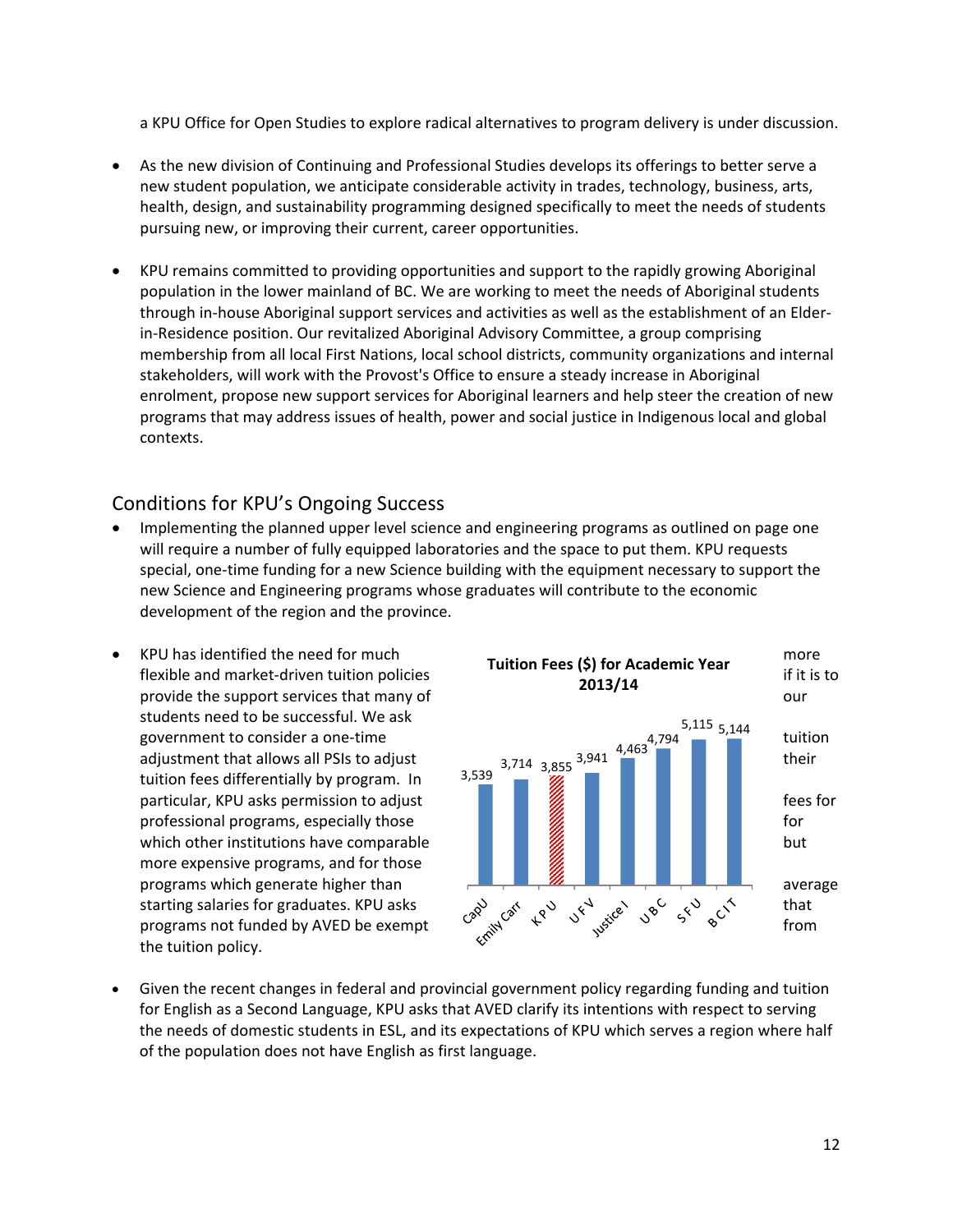a KPU Office for Open Studies to explore radical alternatives to program delivery is under discussion.

- As the new division of Continuing and Professional Studies develops its offerings to better serve a new student population, we anticipate considerable activity in trades, technology, business, arts, health, design, and sustainability programming designed specifically to meet the needs of students pursuing new, or improving their current, career opportunities.

- KPU remains committed to providing opportunities and support to the rapidly growing Aboriginal population in the lower mainland of BC. We are working to meet the needs of Aboriginal students through in-house Aboriginal support services and activities as well as the establishment of an Elder-in-Residence position. Our revitalized Aboriginal Advisory Committee, a group comprising membership from all local First Nations, local school districts, community organizations and internal stakeholders, will work with the Provost's Office to ensure a steady increase in Aboriginal enrolment, propose new support services for Aboriginal learners and help steer the creation of new programs that may address issues of health, power and social justice in Indigenous local and global contexts.

## Conditions for KPU's Ongoing Success

- Implementing the planned upper level science and engineering programs as outlined on page one will require a number of fully equipped laboratories and the space to put them. KPU requests special, one-time funding for a new Science building with the equipment necessary to support the new Science and Engineering programs whose graduates will contribute to the economic development of the region and the province.

- KPU has identified the need for much more flexible and market-driven tuition policies if it is to provide the support services that many of our students need to be successful. We ask government to consider a one-time tuition adjustment that allows all PSIs to adjust their tuition fees differentially by program. In particular, KPU asks permission to adjust fees for professional programs, especially those for which other institutions have comparable but more expensive programs, and for those programs which generate higher than average starting salaries for graduates. KPU asks that programs not funded by AVED be exempt from the tuition policy.

**Tuition Fees ($) for Academic Year 2013/14**

| Institution | Tuition Fees ($) |
|---|---|
| CapU | 3,539 |
| Emily Carr | 3,714 |
| KPU | 3,855 |
| UFV | 3,941 |
| Justice I | 4,463 |
| UBC | 4,794 |
| SFU | 5,115 |
| BCIT | 5,144 |

- Given the recent changes in federal and provincial government policy regarding funding and tuition for English as a Second Language, KPU asks that AVED clarify its intentions with respect to serving the needs of domestic students in ESL, and its expectations of KPU which serves a region where half of the population does not have English as first language.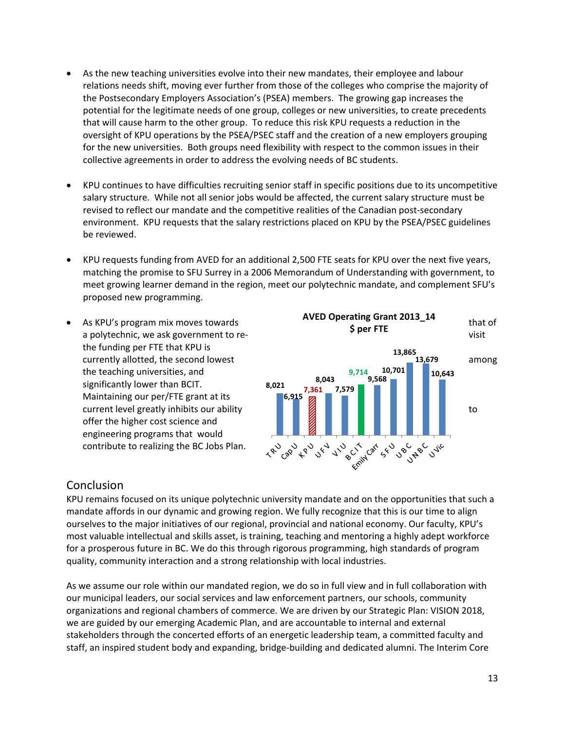- As the new teaching universities evolve into their new mandates, their employee and labour relations needs shift, moving ever further from those of the colleges who comprise the majority of the Postsecondary Employers Association's (PSEA) members. The growing gap increases the potential for the legitimate needs of one group, colleges or new universities, to create precedents that will cause harm to the other group. To reduce this risk KPU requests a reduction in the oversight of KPU operations by the PSEA/PSEC staff and the creation of a new employers grouping for the new universities. Both groups need flexibility with respect to the common issues in their collective agreements in order to address the evolving needs of BC students.

- KPU continues to have difficulties recruiting senior staff in specific positions due to its uncompetitive salary structure. While not all senior jobs would be affected, the current salary structure must be revised to reflect our mandate and the competitive realities of the Canadian post-secondary environment. KPU requests that the salary restrictions placed on KPU by the PSEA/PSEC guidelines be reviewed.

- KPU requests funding from AVED for an additional 2,500 FTE seats for KPU over the next five years, matching the promise to SFU Surrey in a 2006 Memorandum of Understanding with government, to meet growing learner demand in the region, meet our polytechnic mandate, and complement SFU's proposed new programming.

- As KPU's program mix moves towards that of a polytechnic, we ask government to re-visit the funding per FTE that KPU is currently allotted, the second lowest among the teaching universities, and significantly lower than BCIT. Maintaining our per/FTE grant at its current level greatly inhibits our ability to offer the higher cost science and engineering programs that would contribute to realizing the BC Jobs Plan.

**AVED Operating Grant 2013_14 $ per FTE**

| Institution | $ per FTE |
|---|---|
| TRU | 8,021 |
| Cap U | 6,915 |
| KPU | 7,361 |
| UFV | 8,043 |
| VIU | 7,579 |
| BCIT | 9,714 |
| Emily Carr | 9,568 |
| SFU | 10,701 |
| UBC | 13,865 |
| UNBC | 13,679 |
| UVic | 10,643 |

## Conclusion

KPU remains focused on its unique polytechnic university mandate and on the opportunities that such a mandate affords in our dynamic and growing region. We fully recognize that this is our time to align ourselves to the major initiatives of our regional, provincial and national economy. Our faculty, KPU's most valuable intellectual and skills asset, is training, teaching and mentoring a highly adept workforce for a prosperous future in BC. We do this through rigorous programming, high standards of program quality, community interaction and a strong relationship with local industries.

As we assume our role within our mandated region, we do so in full view and in full collaboration with our municipal leaders, our social services and law enforcement partners, our schools, community organizations and regional chambers of commerce. We are driven by our Strategic Plan: VISION 2018, we are guided by our emerging Academic Plan, and are accountable to internal and external stakeholders through the concerted efforts of an energetic leadership team, a committed faculty and staff, an inspired student body and expanding, bridge-building and dedicated alumni. The Interim Core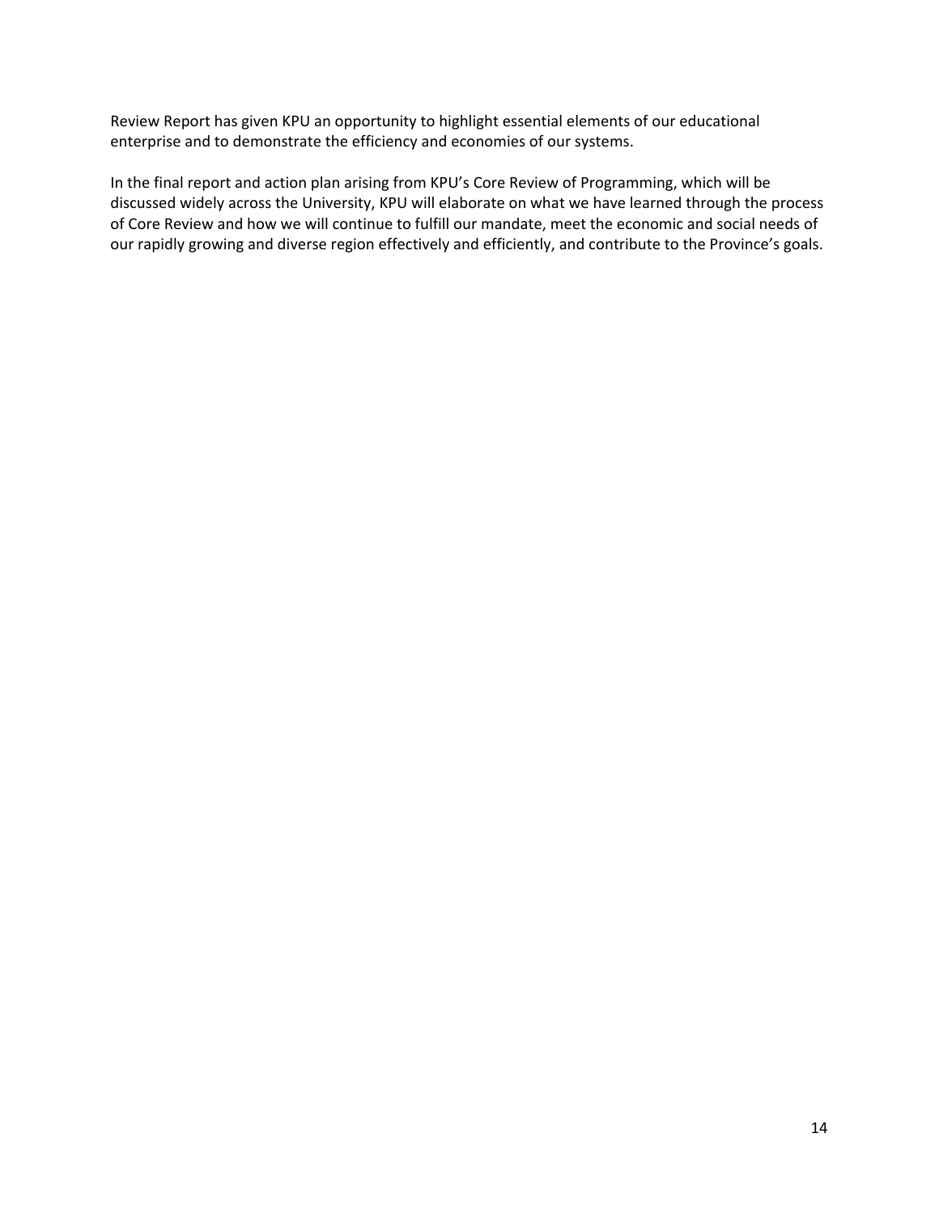Review Report has given KPU an opportunity to highlight essential elements of our educational enterprise and to demonstrate the efficiency and economies of our systems.

In the final report and action plan arising from KPU's Core Review of Programming, which will be discussed widely across the University, KPU will elaborate on what we have learned through the process of Core Review and how we will continue to fulfill our mandate, meet the economic and social needs of our rapidly growing and diverse region effectively and efficiently, and contribute to the Province's goals.